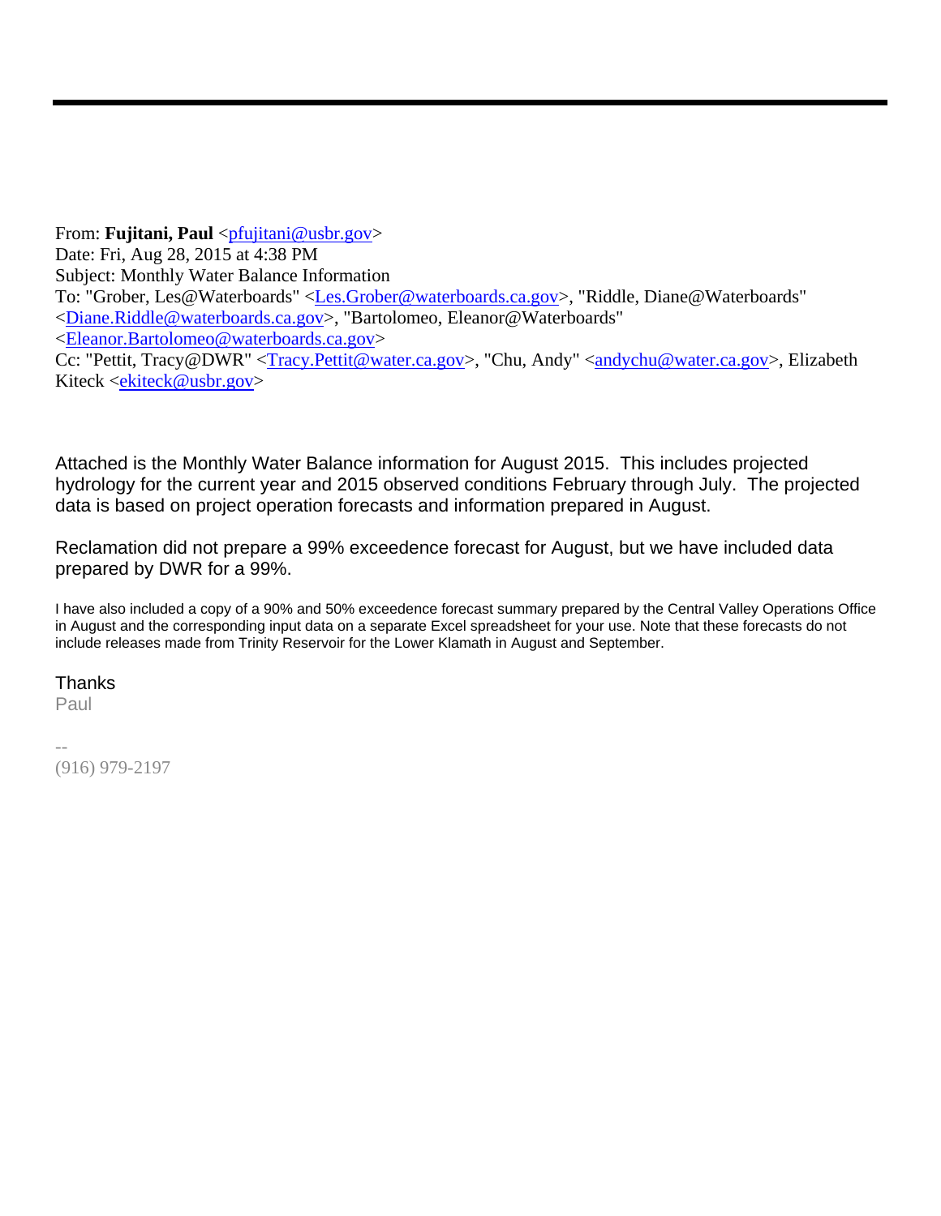From: **Fujitani, Paul** <pfujitani@usbr.gov>
Date: Fri, Aug 28, 2015 at 4:38 PM
Subject: Monthly Water Balance Information
To: "Grober, Les@Waterboards" <Les.Grober@waterboards.ca.gov>, "Riddle, Diane@Waterboards" <Diane.Riddle@waterboards.ca.gov>, "Bartolomeo, Eleanor@Waterboards" <Eleanor.Bartolomeo@waterboards.ca.gov>
Cc: "Pettit, Tracy@DWR" <Tracy.Pettit@water.ca.gov>, "Chu, Andy" <andychu@water.ca.gov>, Elizabeth Kiteck <ekiteck@usbr.gov>

Attached is the Monthly Water Balance information for August 2015. This includes projected hydrology for the current year and 2015 observed conditions February through July. The projected data is based on project operation forecasts and information prepared in August.

Reclamation did not prepare a 99% exceedence forecast for August, but we have included data prepared by DWR for a 99%.

I have also included a copy of a 90% and 50% exceedence forecast summary prepared by the Central Valley Operations Office in August and the corresponding input data on a separate Excel spreadsheet for your use. Note that these forecasts do not include releases made from Trinity Reservoir for the Lower Klamath in August and September.

Thanks
Paul

--
(916) 979-2197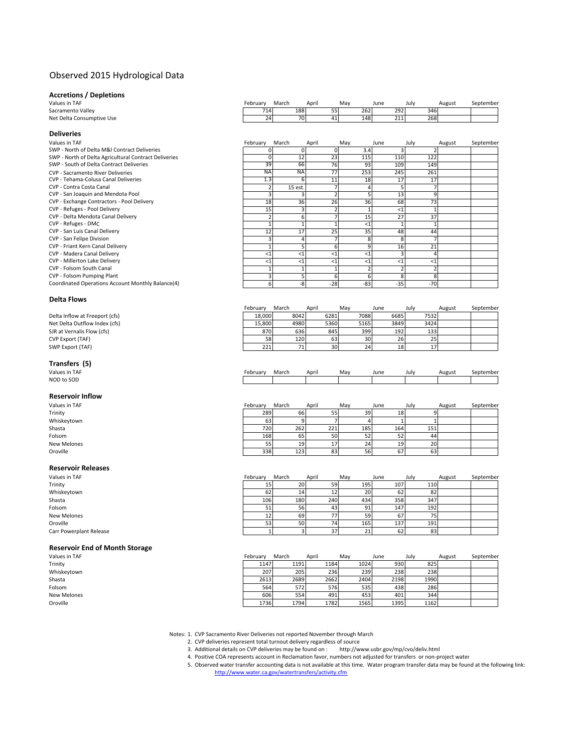# Observed 2015 Hydrological Data

## Accretions / Depletions

| Values in TAF | February | March | April | May | June | July | August | September |
|---|---|---|---|---|---|---|---|---|
| Sacramento Valley | 714 | 188 | 55 | 262 | 292 | 346 | | |
| Net Delta Consumptive Use | 24 | 70 | 41 | 148 | 211 | 268 | | |

## Deliveries

| Values in TAF | February | March | April | May | June | July | August | September |
|---|---|---|---|---|---|---|---|---|
| SWP - North of Delta M&I Contract Deliveries | 0 | 0 | 0 | 3.4 | 3 | 2 | | |
| SWP - North of Delta Agricultural Contract Deliveries | 0 | 12 | 23 | 115 | 110 | 122 | | |
| SWP - South of Delta Contract Deliveries | 39 | 66 | 76 | 93 | 109 | 149 | | |
| CVP - Sacramento River Deliveries | NA | NA | 77 | 253 | 245 | 261 | | |
| CVP - Tehama-Colusa Canal Deliveries | 1.3 | 6 | 11 | 18 | 17 | 17 | | |
| CVP - Contra Costa Canal | 2 | 15 est. | 7 | 4 | 5 | 7 | | |
| CVP - San Joaquin and Mendota Pool | 3 | 3 | 2 | 5 | 13 | 9 | | |
| CVP - Exchange Contractors - Pool Delivery | 18 | 36 | 26 | 36 | 68 | 73 | | |
| CVP - Refuges - Pool Delivery | 15 | 3 | 2 | 1 | <1 | 1 | | |
| CVP - Delta Mendota Canal Delivery | 2 | 6 | 7 | 15 | 27 | 37 | | |
| CVP - Refuges - DMC | 1 | 1 | 1 | <1 | 1 | 1 | | |
| CVP - San Luis Canal Delivery | 12 | 17 | 25 | 35 | 48 | 44 | | |
| CVP - San Felipe Division | 3 | 4 | 7 | 8 | 8 | 7 | | |
| CVP - Friant Kern Canal Delivery | 1 | 5 | 6 | 9 | 16 | 21 | | |
| CVP - Madera Canal Delivery | <1 | <1 | <1 | <1 | 3 | 4 | | |
| CVP - Millerton Lake Delivery | <1 | <1 | <1 | <1 | <1 | <1 | | |
| CVP - Folsom South Canal | 1 | 1 | 1 | 2 | 2 | 2 | | |
| CVP - Folsom Pumping Plant | 3 | 5 | 6 | 6 | 8 | 8 | | |
| Coordinated Operations Account Monthly Balance(4) | 6 | -8 | -28 | -83 | -35 | -70 | | |

## Delta Flows

| | February | March | April | May | June | July | August | September |
|---|---|---|---|---|---|---|---|---|
| Delta Inflow at Freeport (cfs) | 18,000 | 8042 | 6281 | 7088 | 6685 | 7532 | | |
| Net Delta Outflow Index (cfs) | 15,800 | 4980 | 5360 | 5165 | 3849 | 3424 | | |
| SJR at Vernalis Flow (cfs) | 870 | 636 | 845 | 399 | 192 | 133 | | |
| CVP Export (TAF) | 58 | 120 | 63 | 30 | 26 | 25 | | |
| SWP Export (TAF) | 221 | 71 | 30 | 24 | 18 | 17 | | |

## Transfers (5)

| Values in TAF | February | March | April | May | June | July | August | September |
|---|---|---|---|---|---|---|---|---|
| NOD to SOD | | | | | | | | |

## Reservoir Inflow

| Values in TAF | February | March | April | May | June | July | August | September |
|---|---|---|---|---|---|---|---|---|
| Trinity | 289 | 66 | 55 | 39 | 18 | 9 | | |
| Whiskeytown | 63 | 9 | 7 | 4 | 1 | 1 | | |
| Shasta | 720 | 262 | 221 | 185 | 164 | 151 | | |
| Folsom | 168 | 65 | 50 | 52 | 52 | 44 | | |
| New Melones | 55 | 19 | 17 | 24 | 19 | 20 | | |
| Oroville | 338 | 123 | 83 | 56 | 67 | 63 | | |

## Reservoir Releases

| Values in TAF | February | March | April | May | June | July | August | September |
|---|---|---|---|---|---|---|---|---|
| Trinity | 15 | 20 | 59 | 195 | 107 | 110 | | |
| Whiskeytown | 62 | 14 | 12 | 20 | 62 | 82 | | |
| Shasta | 106 | 180 | 240 | 434 | 358 | 347 | | |
| Folsom | 51 | 56 | 43 | 91 | 147 | 192 | | |
| New Melones | 12 | 69 | 77 | 59 | 67 | 75 | | |
| Oroville | 53 | 50 | 74 | 165 | 137 | 191 | | |
| Carr Powerplant Release | 1 | 3 | 37 | 21 | 62 | 83 | | |

## Reservoir End of Month Storage

| Values in TAF | February | March | April | May | June | July | August | September |
|---|---|---|---|---|---|---|---|---|
| Trinity | 1147 | 1191 | 1184 | 1024 | 930 | 825 | | |
| Whiskeytown | 207 | 205 | 236 | 239 | 238 | 238 | | |
| Shasta | 2613 | 2689 | 2662 | 2404 | 2198 | 1990 | | |
| Folsom | 564 | 572 | 576 | 535 | 438 | 286 | | |
| New Melones | 606 | 554 | 491 | 453 | 401 | 344 | | |
| Oroville | 1736 | 1794 | 1782 | 1565 | 1395 | 1162 | | |

Notes: 1. CVP Sacramento River Deliveries not reported November through March
2. CVP deliveries represent total turnout delivery regardless of source
3. Additional details on CVP deliveries may be found on : http://www.usbr.gov/mp/cvo/deliv.html
4. Positive COA represents account in Reclamation favor, numbers not adjusted for transfers or non-project water
5. Observed water transfer accounting data is not available at this time. Water program transfer data may be found at the following link: http://www.water.ca.gov/watertransfers/activity.cfm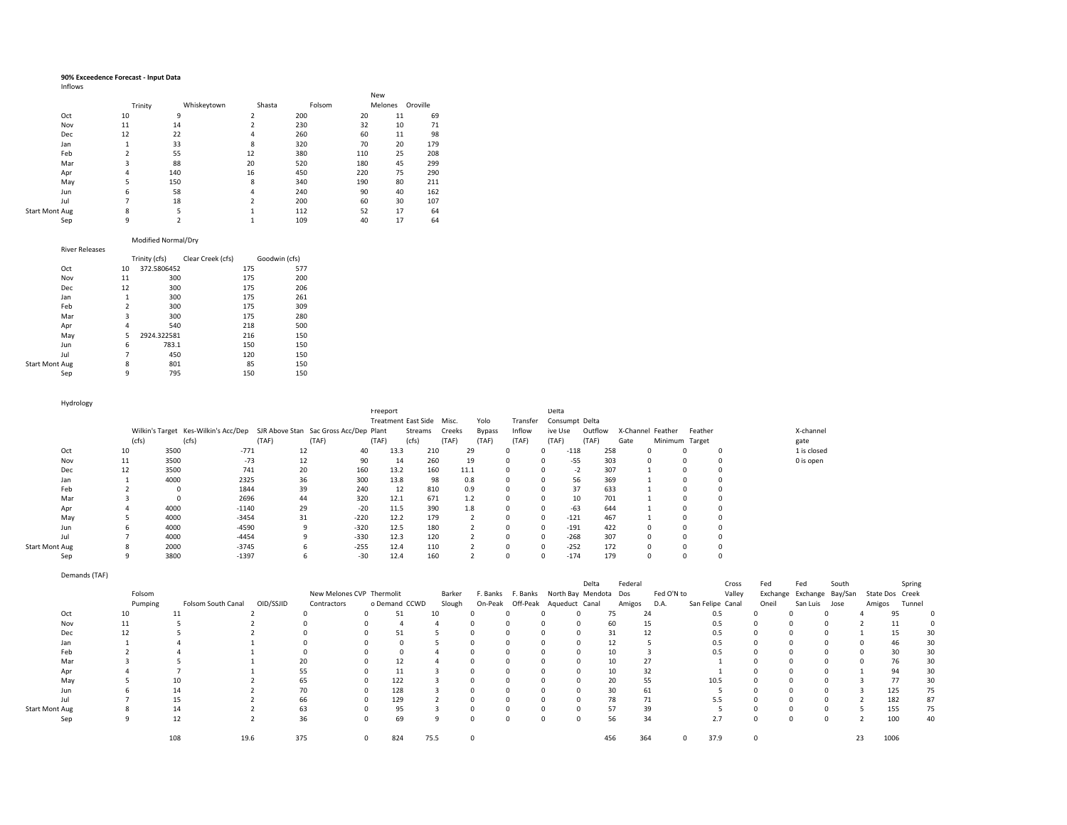**90% Exceedence Forecast - Input Data**

Inflows

| | | Trinity | Whiskeytown | Shasta | Folsom | New Melones | Oroville |
|---|---|---|---|---|---|---|---|
| | Oct | 10 | 9 | 2 | 200 | 20 | 11 | 69 |
| | Nov | 11 | 14 | 2 | 230 | 32 | 10 | 71 |
| | Dec | 12 | 22 | 4 | 260 | 60 | 11 | 98 |
| | Jan | 1 | 33 | 8 | 320 | 70 | 20 | 179 |
| | Feb | 2 | 55 | 12 | 380 | 110 | 25 | 208 |
| | Mar | 3 | 88 | 20 | 520 | 180 | 45 | 299 |
| | Apr | 4 | 140 | 16 | 450 | 220 | 75 | 290 |
| | May | 5 | 150 | 8 | 340 | 190 | 80 | 211 |
| | Jun | 6 | 58 | 4 | 240 | 90 | 40 | 162 |
| | Jul | 7 | 18 | 2 | 200 | 60 | 30 | 107 |
| Start Mont | Aug | 8 | 5 | 1 | 112 | 52 | 17 | 64 |
| | Sep | 9 | 2 | 1 | 109 | 40 | 17 | 64 |

Modified Normal/Dry

River Releases

| | | | Trinity (cfs) | Clear Creek (cfs) | Goodwin (cfs) |
|---|---|---|---|---|---|
| | Oct | 10 | 372.5806452 | 175 | 577 |
| | Nov | 11 | 300 | 175 | 200 |
| | Dec | 12 | 300 | 175 | 206 |
| | Jan | 1 | 300 | 175 | 261 |
| | Feb | 2 | 300 | 175 | 309 |
| | Mar | 3 | 300 | 175 | 280 |
| | Apr | 4 | 540 | 218 | 500 |
| | May | 5 | 2924.322581 | 216 | 150 |
| | Jun | 6 | 783.1 | 150 | 150 |
| | Jul | 7 | 450 | 120 | 150 |
| Start Mont | Aug | 8 | 801 | 85 | 150 |
| | Sep | 9 | 795 | 150 | 150 |

Hydrology

| | | | Wilkin's Target (cfs) | Kes-Wilkin's Acc/Dep (cfs) | SJR Above Stan (TAF) | Sac Gross Acc/Dep (TAF) | Freeport Treatment Plant (TAF) | East Side Streams (cfs) | Misc. Creeks (TAF) | Yolo Bypass (TAF) | Transfer Inflow (TAF) | Delta Consumptive Use (TAF) | Delta Outflow (TAF) | X-Channel Gate | Feather Minimum | Feather Target |
|---|---|---|---|---|---|---|---|---|---|---|---|---|---|---|---|---|
| | Oct | 10 | 3500 | -771 | 12 | 40 | 13.3 | 210 | 29 | 0 | 0 | -118 | 258 | 0 | 0 | 0 |
| | Nov | 11 | 3500 | -73 | 12 | 90 | 14 | 260 | 19 | 0 | 0 | -55 | 303 | 0 | 0 | 0 |
| | Dec | 12 | 3500 | 741 | 20 | 160 | 13.2 | 160 | 11.1 | 0 | 0 | -2 | 307 | 1 | 0 | 0 |
| | Jan | 1 | 4000 | 2325 | 36 | 300 | 13.8 | 98 | 0.8 | 0 | 0 | 56 | 369 | 1 | 0 | 0 |
| | Feb | 2 | 0 | 1844 | 39 | 240 | 12 | 810 | 0.9 | 0 | 0 | 37 | 633 | 1 | 0 | 0 |
| | Mar | 3 | 0 | 2696 | 44 | 320 | 12.1 | 671 | 1.2 | 0 | 0 | 10 | 701 | 1 | 0 | 0 |
| | Apr | 4 | 4000 | -1140 | 29 | -20 | 11.5 | 390 | 1.8 | 0 | 0 | -63 | 644 | 1 | 0 | 0 |
| | May | 5 | 4000 | -3454 | 31 | -220 | 12.2 | 179 | 2 | 0 | 0 | -121 | 467 | 1 | 0 | 0 |
| | Jun | 6 | 4000 | -4590 | 9 | -320 | 12.5 | 180 | 2 | 0 | 0 | -191 | 422 | 0 | 0 | 0 |
| | Jul | 7 | 4000 | -4454 | 9 | -330 | 12.3 | 120 | 2 | 0 | 0 | -268 | 307 | 0 | 0 | 0 |
| Start Mont | Aug | 8 | 2000 | -3745 | 6 | -255 | 12.4 | 110 | 2 | 0 | 0 | -252 | 172 | 0 | 0 | 0 |
| | Sep | 9 | 3800 | -1397 | 6 | -30 | 12.4 | 160 | 2 | 0 | 0 | -174 | 179 | 0 | 0 | 0 |

X-channel gate
1 is closed
0 is open

Demands (TAF)

| | | | Folsom Pumping | Folsom South Canal | OID/SSJID | New Melones CVP Contractors | Thermolito Demand | CCWD | Barker Slough | F. Banks On-Peak | F. Banks Off-Peak | North Bay Aqueduct | Delta Mendota Canal | Federal Dos Amigos | Fed O'N to D.A. | San Felipe | Cross Valley Canal | Fed Exchange Oneil | Fed Exchange San Luis | South Bay/San Jose | State Dos Amigos | Spring Creek Tunnel |
|---|---|---|---|---|---|---|---|---|---|---|---|---|---|---|---|---|---|---|---|---|---|---|
| | Oct | 10 | 11 | 2 | 0 | 0 | 51 | 10 | 0 | 0 | 0 | 0 | 75 | 24 | | 0.5 | 0 | 0 | 0 | 4 | 95 | 0 |
| | Nov | 11 | 5 | 2 | 0 | 0 | 4 | 4 | 0 | 0 | 0 | 0 | 60 | 15 | | 0.5 | 0 | 0 | 0 | 2 | 11 | 0 |
| | Dec | 12 | 5 | 2 | 0 | 0 | 51 | 5 | 0 | 0 | 0 | 0 | 31 | 12 | | 0.5 | 0 | 0 | 0 | 1 | 15 | 30 |
| | Jan | 1 | 4 | 1 | 0 | 0 | 0 | 5 | 0 | 0 | 0 | 0 | 12 | 5 | | 0.5 | 0 | 0 | 0 | 0 | 46 | 30 |
| | Feb | 2 | 4 | 1 | 0 | 0 | 0 | 4 | 0 | 0 | 0 | 0 | 10 | 3 | | 0.5 | 0 | 0 | 0 | 0 | 30 | 30 |
| | Mar | 3 | 5 | 1 | 20 | 0 | 12 | 4 | 0 | 0 | 0 | 0 | 10 | 27 | | 1 | 0 | 0 | 0 | 0 | 76 | 30 |
| | Apr | 4 | 7 | 1 | 55 | 0 | 11 | 3 | 0 | 0 | 0 | 0 | 10 | 32 | | 1 | 0 | 0 | 0 | 1 | 94 | 30 |
| | May | 5 | 10 | 2 | 65 | 0 | 122 | 3 | 0 | 0 | 0 | 0 | 20 | 55 | | 10.5 | 0 | 0 | 0 | 3 | 77 | 30 |
| | Jun | 6 | 14 | 2 | 70 | 0 | 128 | 3 | 0 | 0 | 0 | 0 | 30 | 61 | | 5 | 0 | 0 | 0 | 3 | 125 | 75 |
| | Jul | 7 | 15 | 2 | 66 | 0 | 129 | 2 | 0 | 0 | 0 | 0 | 78 | 71 | | 5.5 | 0 | 0 | 0 | 2 | 182 | 87 |
| Start Mont | Aug | 8 | 14 | 2 | 63 | 0 | 95 | 3 | 0 | 0 | 0 | 0 | 57 | 39 | | 5 | 0 | 0 | 0 | 5 | 155 | 75 |
| | Sep | 9 | 12 | 2 | 36 | 0 | 69 | 9 | 0 | 0 | 0 | 0 | 56 | 34 | | 2.7 | 0 | 0 | 0 | 2 | 100 | 40 |
| | | | 108 | 19.6 | 375 | 0 | 824 | 75.5 | 0 | | | | 456 | 364 | 0 | 37.9 | 0 | | | 23 | 1006 | |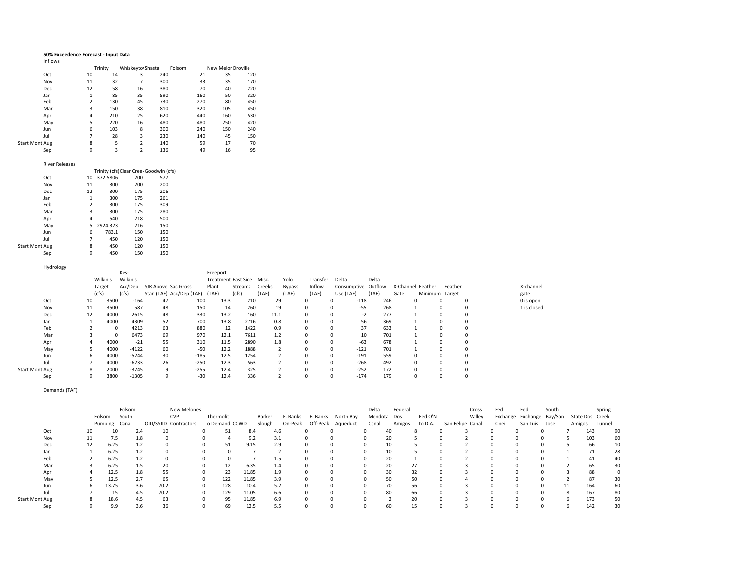**50% Exceedence Forecast - Input Data**

Inflows

| | | Trinity | Whiskeyto | Shasta | Folsom | New Melor | Oroville |
|---|---|---|---|---|---|---|---|
| Oct | 10 | 14 | 3 | 240 | 21 | 35 | 120 |
| Nov | 11 | 32 | 7 | 300 | 33 | 35 | 170 |
| Dec | 12 | 58 | 16 | 380 | 70 | 40 | 220 |
| Jan | 1 | 85 | 35 | 590 | 160 | 50 | 320 |
| Feb | 2 | 130 | 45 | 730 | 270 | 80 | 450 |
| Mar | 3 | 150 | 38 | 810 | 320 | 105 | 450 |
| Apr | 4 | 210 | 25 | 620 | 440 | 160 | 530 |
| May | 5 | 220 | 16 | 480 | 480 | 250 | 420 |
| Jun | 6 | 103 | 8 | 300 | 240 | 150 | 240 |
| Jul | 7 | 28 | 3 | 230 | 140 | 45 | 150 |
| Start Mont Aug | 8 | 5 | 2 | 140 | 59 | 17 | 70 |
| Sep | 9 | 3 | 2 | 136 | 49 | 16 | 95 |

River Releases

| | | Trinity (cfs) | Clear Creek | Goodwin (cfs) |
|---|---|---|---|---|
| Oct | 10 | 372.5806 | 200 | 577 |
| Nov | 11 | 300 | 200 | 200 |
| Dec | 12 | 300 | 175 | 206 |
| Jan | 1 | 300 | 175 | 261 |
| Feb | 2 | 300 | 175 | 309 |
| Mar | 3 | 300 | 175 | 280 |
| Apr | 4 | 540 | 218 | 500 |
| May | 5 | 2924.323 | 216 | 150 |
| Jun | 6 | 783.1 | 150 | 150 |
| Jul | 7 | 450 | 120 | 150 |
| Start Mont Aug | 8 | 450 | 120 | 150 |
| Sep | 9 | 450 | 150 | 150 |

Hydrology

| | | Wilkin's Target (cfs) | Kes-Wilkin's Acc/Dep (cfs) | SJR Above Stan (TAF) | Sac Gross Acc/Dep (TAF) | Freeport Treatment Plant (TAF) | East Side Streams (cfs) | Misc. Creeks (TAF) | Yolo Bypass (TAF) | Transfer Inflow (TAF) | Delta Consumptive Use (TAF) | Delta Outflow (TAF) | X-Channel Gate | Feather Minimum | Feather Target |
|---|---|---|---|---|---|---|---|---|---|---|---|---|---|---|---|
| Oct | 10 | 3500 | -164 | 47 | 100 | 13.3 | 210 | 29 | 0 | 0 | -118 | 246 | 0 | 0 | 0 |
| Nov | 11 | 3500 | 587 | 48 | 150 | 14 | 260 | 19 | 0 | 0 | -55 | 268 | 1 | 0 | 0 |
| Dec | 12 | 4000 | 2615 | 48 | 330 | 13.2 | 160 | 11.1 | 0 | 0 | -2 | 277 | 1 | 0 | 0 |
| Jan | 1 | 4000 | 4309 | 52 | 700 | 13.8 | 2716 | 0.8 | 0 | 0 | 56 | 369 | 1 | 0 | 0 |
| Feb | 2 | 0 | 4213 | 63 | 880 | 12 | 1422 | 0.9 | 0 | 0 | 37 | 633 | 1 | 0 | 0 |
| Mar | 3 | 0 | 6473 | 69 | 970 | 12.1 | 7611 | 1.2 | 0 | 0 | 10 | 701 | 1 | 0 | 0 |
| Apr | 4 | 4000 | -21 | 55 | 310 | 11.5 | 2890 | 1.8 | 0 | 0 | -63 | 678 | 1 | 0 | 0 |
| May | 5 | 4000 | -4122 | 60 | -50 | 12.2 | 1888 | 2 | 0 | 0 | -121 | 701 | 1 | 0 | 0 |
| Jun | 6 | 4000 | -5244 | 30 | -185 | 12.5 | 1254 | 2 | 0 | 0 | -191 | 559 | 0 | 0 | 0 |
| Jul | 7 | 4000 | -6233 | 26 | -250 | 12.3 | 563 | 2 | 0 | 0 | -268 | 492 | 0 | 0 | 0 |
| Start Mont Aug | 8 | 2000 | -3745 | 9 | -255 | 12.4 | 325 | 2 | 0 | 0 | -252 | 172 | 0 | 0 | 0 |
| Sep | 9 | 3800 | -1305 | 9 | -30 | 12.4 | 336 | 2 | 0 | 0 | -174 | 179 | 0 | 0 | 0 |

X-channel gate
0 is open
1 is closed

Demands (TAF)

| | | Folsom Pumping | Folsom South Canal | OID/SSJID | New Melones CVP Contractors | Thermolito Demand | CCWD | Barker Slough | F. Banks On-Peak | F. Banks Off-Peak | North Bay Aqueduct | Delta Mendota Canal | Federal Dos Amigos | Fed O'N to D.A. | San Felipe | Cross Valley Canal | Fed Exchange Oneil | Fed Exchange San Luis | South Bay/San Jose | State Dos Amigos | Spring Creek Tunnel |
|---|---|---|---|---|---|---|---|---|---|---|---|---|---|---|---|---|---|---|---|---|---|
| Oct | 10 | 10 | 2.4 | 10 | 0 | 51 | 8.4 | 4.6 | 0 | 0 | 0 | 40 | 8 | 0 | 3 | 0 | 0 | 0 | 7 | 143 | 90 |
| Nov | 11 | 7.5 | 1.8 | 0 | 0 | 4 | 9.2 | 3.1 | 0 | 0 | 0 | 20 | 5 | 0 | 2 | 0 | 0 | 0 | 5 | 103 | 60 |
| Dec | 12 | 6.25 | 1.2 | 0 | 0 | 51 | 9.15 | 2.9 | 0 | 0 | 0 | 10 | 5 | 0 | 2 | 0 | 0 | 0 | 5 | 66 | 10 |
| Jan | 1 | 6.25 | 1.2 | 0 | 0 | 0 | 7 | 2 | 0 | 0 | 0 | 10 | 5 | 0 | 2 | 0 | 0 | 0 | 1 | 71 | 28 |
| Feb | 2 | 6.25 | 1.2 | 0 | 0 | 0 | 7 | 1.5 | 0 | 0 | 0 | 20 | 1 | 0 | 2 | 0 | 0 | 0 | 1 | 41 | 40 |
| Mar | 3 | 6.25 | 1.5 | 20 | 0 | 12 | 6.35 | 1.4 | 0 | 0 | 0 | 20 | 27 | 0 | 3 | 0 | 0 | 0 | 2 | 65 | 30 |
| Apr | 4 | 12.5 | 1.8 | 55 | 0 | 23 | 11.85 | 1.9 | 0 | 0 | 0 | 30 | 32 | 0 | 3 | 0 | 0 | 0 | 3 | 88 | 0 |
| May | 5 | 12.5 | 2.7 | 65 | 0 | 122 | 11.85 | 3.9 | 0 | 0 | 0 | 50 | 50 | 0 | 4 | 0 | 0 | 0 | 2 | 87 | 30 |
| Jun | 6 | 13.75 | 3.6 | 70.2 | 0 | 128 | 10.4 | 5.2 | 0 | 0 | 0 | 70 | 56 | 0 | 3 | 0 | 0 | 0 | 11 | 164 | 60 |
| Jul | 7 | 15 | 4.5 | 70.2 | 0 | 129 | 11.05 | 6.6 | 0 | 0 | 0 | 80 | 66 | 0 | 3 | 0 | 0 | 0 | 8 | 167 | 80 |
| Start Mont Aug | 8 | 18.6 | 4.5 | 63 | 0 | 95 | 11.85 | 6.9 | 0 | 0 | 0 | 2 | 20 | 0 | 3 | 0 | 0 | 0 | 6 | 173 | 50 |
| Sep | 9 | 9.9 | 3.6 | 36 | 0 | 69 | 12.5 | 5.5 | 0 | 0 | 0 | 60 | 15 | 0 | 3 | 0 | 0 | 0 | 6 | 142 | 30 |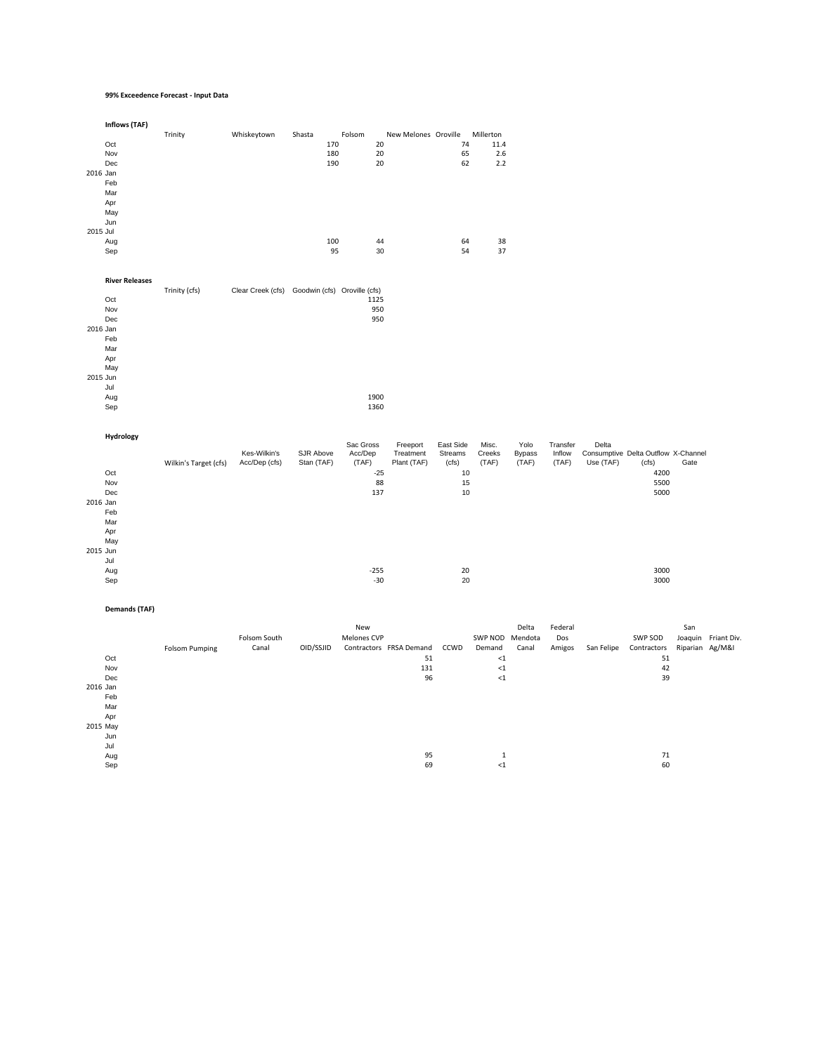**99% Exceedence Forecast - Input Data**

**Inflows (TAF)**

| | | Trinity | Whiskeytown | Shasta | Folsom | New Melones | Oroville | Millerton |
|---|---|---|---|---|---|---|---|---|
| | Oct | | | 170 | 20 | | 74 | 11.4 |
| | Nov | | | 180 | 20 | | 65 | 2.6 |
| | Dec | | | 190 | 20 | | 62 | 2.2 |
| 2016 | Jan | | | | | | | |
| | Feb | | | | | | | |
| | Mar | | | | | | | |
| | Apr | | | | | | | |
| | May | | | | | | | |
| | Jun | | | | | | | |
| 2015 | Jul | | | | | | | |
| | Aug | | | 100 | 44 | | 64 | 38 |
| | Sep | | | 95 | 30 | | 54 | 37 |

**River Releases**

| | | Trinity (cfs) | Clear Creek (cfs) | Goodwin (cfs) | Oroville (cfs) |
|---|---|---|---|---|---|
| | Oct | | | | 1125 |
| | Nov | | | | 950 |
| | Dec | | | | 950 |
| 2016 | Jan | | | | |
| | Feb | | | | |
| | Mar | | | | |
| | Apr | | | | |
| | May | | | | |
| 2015 | Jun | | | | |
| | Jul | | | | |
| | Aug | | | | 1900 |
| | Sep | | | | 1360 |

**Hydrology**

| | | Wilkin's Target (cfs) | Kes-Wilkin's Acc/Dep (cfs) | SJR Above Stan (TAF) | Sac Gross Acc/Dep (TAF) | Freeport Treatment Plant (TAF) | East Side Streams (cfs) | Misc. Creeks (TAF) | Yolo Bypass (TAF) | Transfer Inflow (TAF) | Delta Consumptive Use (TAF) | Delta Outflow (cfs) | X-Channel Gate |
|---|---|---|---|---|---|---|---|---|---|---|---|---|---|
| | Oct | | | | -25 | | 10 | | | | | 4200 | |
| | Nov | | | | 88 | | 15 | | | | | 5500 | |
| | Dec | | | | 137 | | 10 | | | | | 5000 | |
| 2016 | Jan | | | | | | | | | | | | |
| | Feb | | | | | | | | | | | | |
| | Mar | | | | | | | | | | | | |
| | Apr | | | | | | | | | | | | |
| | May | | | | | | | | | | | | |
| 2015 | Jun | | | | | | | | | | | | |
| | Jul | | | | | | | | | | | | |
| | Aug | | | | -255 | | 20 | | | | | 3000 | |
| | Sep | | | | -30 | | 20 | | | | | 3000 | |

**Demands (TAF)**

| | | Folsom Pumping | Folsom South Canal | OID/SSJID | New Melones CVP Contractors | FRSA Demand | CCWD | SWP NOD Demand | Delta Mendota Canal | Federal Dos Amigos | San Felipe | SWP SOD Contractors | San Joaquin Riparian | Friant Div. Ag/M&I |
|---|---|---|---|---|---|---|---|---|---|---|---|---|---|---|
| | Oct | | | | | 51 | | <1 | | | | 51 | | |
| | Nov | | | | | 131 | | <1 | | | | 42 | | |
| | Dec | | | | | 96 | | <1 | | | | 39 | | |
| 2016 | Jan | | | | | | | | | | | | | |
| | Feb | | | | | | | | | | | | | |
| | Mar | | | | | | | | | | | | | |
| | Apr | | | | | | | | | | | | | |
| 2015 | May | | | | | | | | | | | | | |
| | Jun | | | | | | | | | | | | | |
| | Jul | | | | | | | | | | | | | |
| | Aug | | | | | 95 | | 1 | | | | 71 | | |
| | Sep | | | | | 69 | | <1 | | | | 60 | | |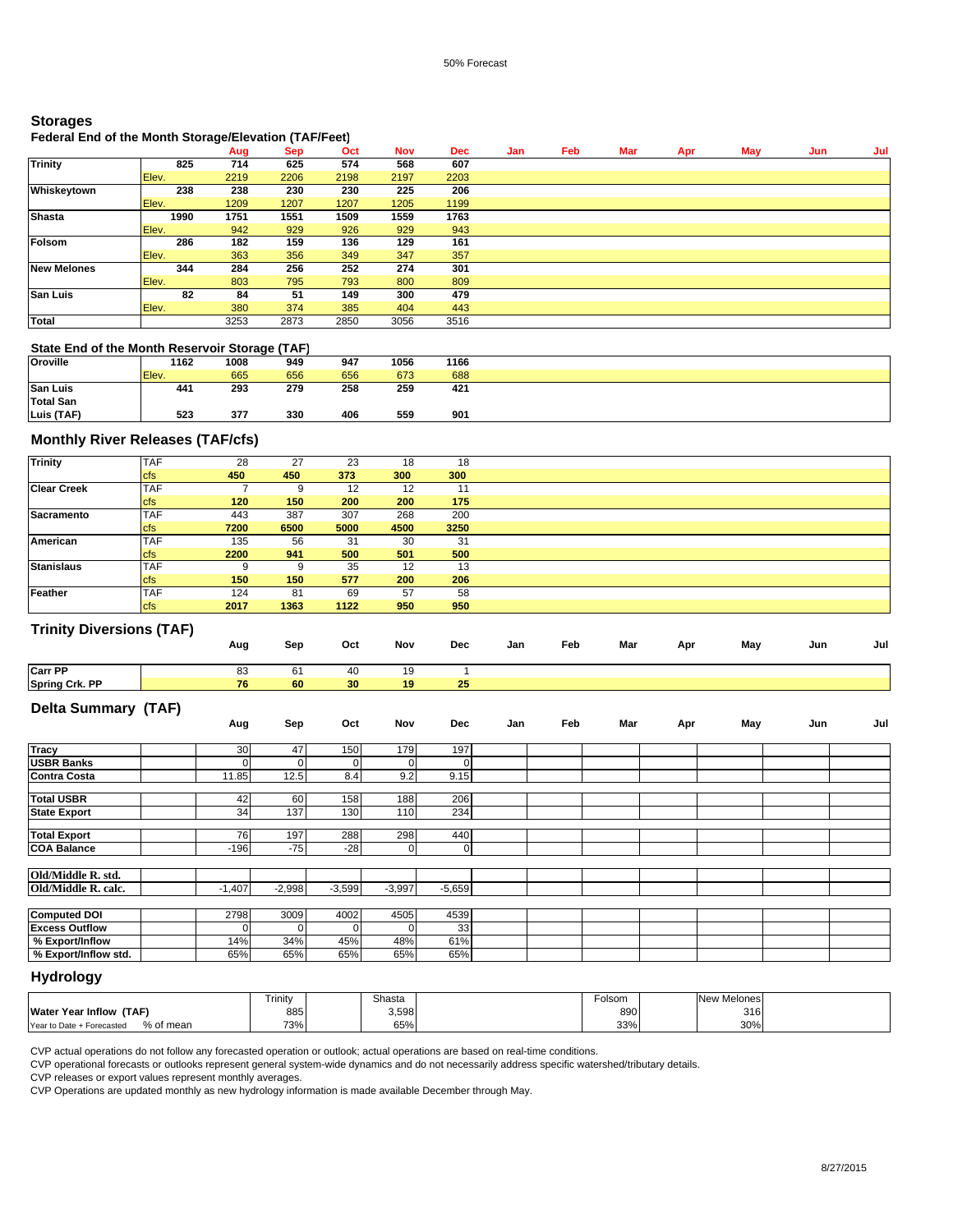50% Forecast

## Storages

### Federal End of the Month Storage/Elevation (TAF/Feet)

| | | Aug | Sep | Oct | Nov | Dec | Jan | Feb | Mar | Apr | May | Jun | Jul |
|---|---|---|---|---|---|---|---|---|---|---|---|---|---|
| **Trinity** | **825** | **714** | **625** | **574** | **568** | **607** | | | | | | | |
| | Elev. | 2219 | 2206 | 2198 | 2197 | 2203 | | | | | | | |
| **Whiskeytown** | **238** | **238** | **230** | **230** | **225** | **206** | | | | | | | |
| | Elev. | 1209 | 1207 | 1207 | 1205 | 1199 | | | | | | | |
| **Shasta** | **1990** | **1751** | **1551** | **1509** | **1559** | **1763** | | | | | | | |
| | Elev. | 942 | 929 | 926 | 929 | 943 | | | | | | | |
| **Folsom** | **286** | **182** | **159** | **136** | **129** | **161** | | | | | | | |
| | Elev. | 363 | 356 | 349 | 347 | 357 | | | | | | | |
| **New Melones** | **344** | **284** | **256** | **252** | **274** | **301** | | | | | | | |
| | Elev. | 803 | 795 | 793 | 800 | 809 | | | | | | | |
| **San Luis** | **82** | **84** | **51** | **149** | **300** | **479** | | | | | | | |
| | Elev. | 380 | 374 | 385 | 404 | 443 | | | | | | | |
| **Total** | | 3253 | 2873 | 2850 | 3056 | 3516 | | | | | | | |

### State End of the Month Reservoir Storage (TAF)

| | | Aug | Sep | Oct | Nov | Dec | Jan | Feb | Mar | Apr | May | Jun | Jul |
|---|---|---|---|---|---|---|---|---|---|---|---|---|---|
| **Oroville** | **1162** | **1008** | **949** | **947** | **1056** | **1166** | | | | | | | |
| | Elev. | 665 | 656 | 656 | 673 | 688 | | | | | | | |
| **San Luis** | **441** | **293** | **279** | **258** | **259** | **421** | | | | | | | |
| **Total San Luis (TAF)** | **523** | **377** | **330** | **406** | **559** | **901** | | | | | | | |

## Monthly River Releases (TAF/cfs)

| | | Aug | Sep | Oct | Nov | Dec | Jan | Feb | Mar | Apr | May | Jun | Jul |
|---|---|---|---|---|---|---|---|---|---|---|---|---|---|
| **Trinity** | TAF | 28 | 27 | 23 | 18 | 18 | | | | | | | |
| | cfs | **450** | **450** | **373** | **300** | **300** | | | | | | | |
| **Clear Creek** | TAF | 7 | 9 | 12 | 12 | 11 | | | | | | | |
| | cfs | **120** | **150** | **200** | **200** | **175** | | | | | | | |
| **Sacramento** | TAF | 443 | 387 | 307 | 268 | 200 | | | | | | | |
| | cfs | **7200** | **6500** | **5000** | **4500** | **3250** | | | | | | | |
| **American** | TAF | 135 | 56 | 31 | 30 | 31 | | | | | | | |
| | cfs | **2200** | **941** | **500** | **501** | **500** | | | | | | | |
| **Stanislaus** | TAF | 9 | 9 | 35 | 12 | 13 | | | | | | | |
| | cfs | **150** | **150** | **577** | **200** | **206** | | | | | | | |
| **Feather** | TAF | 124 | 81 | 69 | 57 | 58 | | | | | | | |
| | cfs | **2017** | **1363** | **1122** | **950** | **950** | | | | | | | |

## Trinity Diversions (TAF)

| | Aug | Sep | Oct | Nov | Dec | Jan | Feb | Mar | Apr | May | Jun | Jul |
|---|---|---|---|---|---|---|---|---|---|---|---|---|
| **Carr PP** | 83 | 61 | 40 | 19 | 1 | | | | | | | |
| **Spring Crk. PP** | **76** | **60** | **30** | **19** | **25** | | | | | | | |

## Delta Summary (TAF)

| | | Aug | Sep | Oct | Nov | Dec | Jan | Feb | Mar | Apr | May | Jun | Jul |
|---|---|---|---|---|---|---|---|---|---|---|---|---|---|
| **Tracy** | | 30 | 47 | 150 | 179 | 197 | | | | | | | |
| **USBR Banks** | | 0 | 0 | 0 | 0 | 0 | | | | | | | |
| **Contra Costa** | | 11.85 | 12.5 | 8.4 | 9.2 | 9.15 | | | | | | | |
| **Total USBR** | | 42 | 60 | 158 | 188 | 206 | | | | | | | |
| **State Export** | | 34 | 137 | 130 | 110 | 234 | | | | | | | |
| **Total Export** | | 76 | 197 | 288 | 298 | 440 | | | | | | | |
| **COA Balance** | | -196 | -75 | -28 | 0 | 0 | | | | | | | |
| **Old/Middle R. std.** | | | | | | | | | | | | | |
| **Old/Middle R. calc.** | | -1,407 | -2,998 | -3,599 | -3,997 | -5,659 | | | | | | | |
| **Computed DOI** | | 2798 | 3009 | 4002 | 4505 | 4539 | | | | | | | |
| **Excess Outflow** | | 0 | 0 | 0 | 0 | 33 | | | | | | | |
| **% Export/Inflow** | | 14% | 34% | 45% | 48% | 61% | | | | | | | |
| **% Export/Inflow std.** | | 65% | 65% | 65% | 65% | 65% | | | | | | | |

## Hydrology

| | Trinity | Shasta | Folsom | New Melones |
|---|---|---|---|---|
| **Water Year Inflow (TAF)** | 885 | 3,598 | 890 | 316 |
| Year to Date + Forecasted % of mean | 73% | 65% | 33% | 30% |

CVP actual operations do not follow any forecasted operation or outlook; actual operations are based on real-time conditions.

CVP operational forecasts or outlooks represent general system-wide dynamics and do not necessarily address specific watershed/tributary details.

CVP releases or export values represent monthly averages.

CVP Operations are updated monthly as new hydrology information is made available December through May.

8/27/2015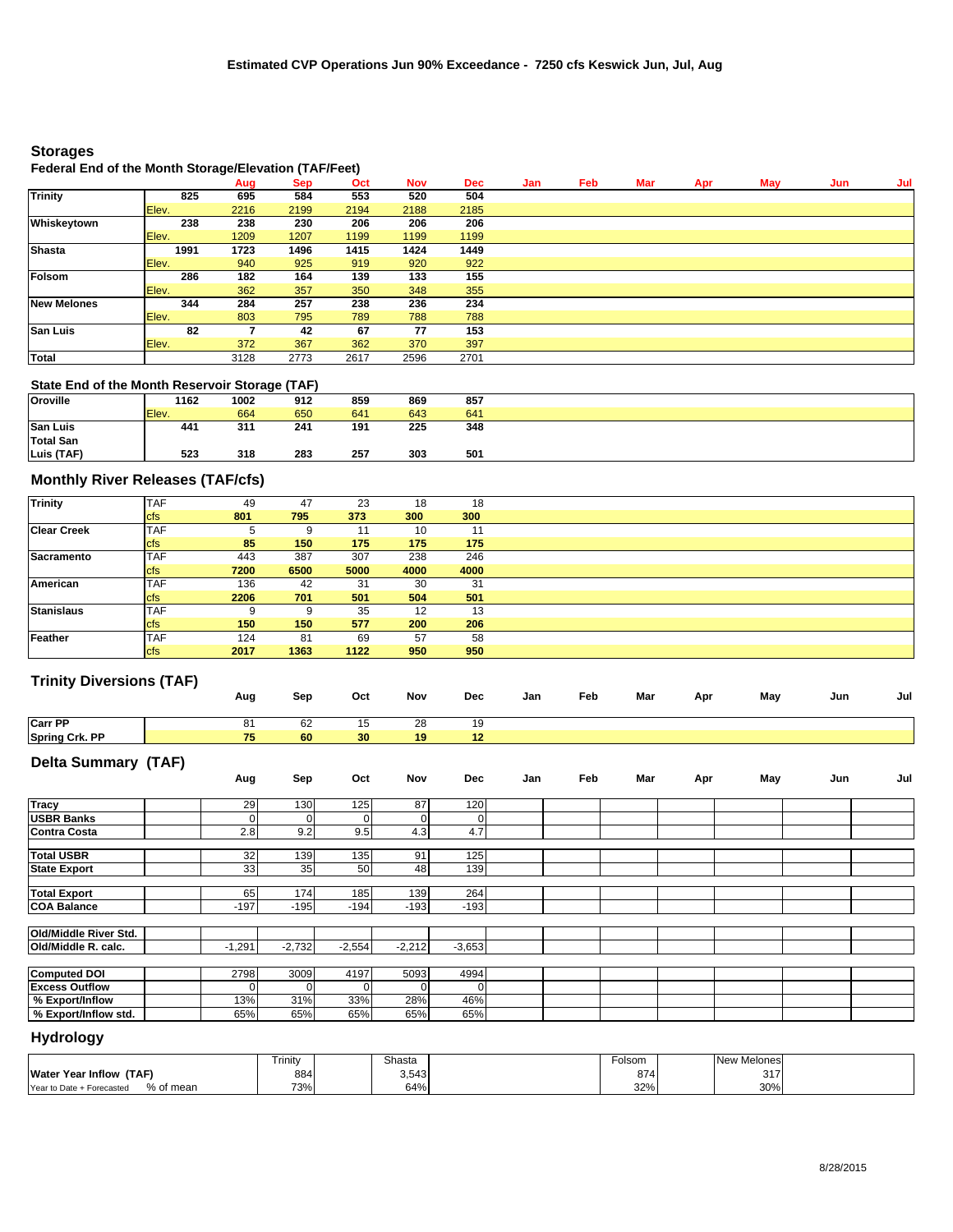# Estimated CVP Operations Jun 90% Exceedance - 7250 cfs Keswick Jun, Jul, Aug

## Storages

### Federal End of the Month Storage/Elevation (TAF/Feet)

| | | Aug | Sep | Oct | Nov | Dec | Jan | Feb | Mar | Apr | May | Jun | Jul |
|---|---|---|---|---|---|---|---|---|---|---|---|---|---|
| **Trinity** | **825** | **695** | **584** | **553** | **520** | **504** | | | | | | | |
| | Elev. | 2216 | 2199 | 2194 | 2188 | 2185 | | | | | | | |
| **Whiskeytown** | **238** | **238** | **230** | **206** | **206** | **206** | | | | | | | |
| | Elev. | 1209 | 1207 | 1199 | 1199 | 1199 | | | | | | | |
| **Shasta** | **1991** | **1723** | **1496** | **1415** | **1424** | **1449** | | | | | | | |
| | Elev. | 940 | 925 | 919 | 920 | 922 | | | | | | | |
| **Folsom** | **286** | **182** | **164** | **139** | **133** | **155** | | | | | | | |
| | Elev. | 362 | 357 | 350 | 348 | 355 | | | | | | | |
| **New Melones** | **344** | **284** | **257** | **238** | **236** | **234** | | | | | | | |
| | Elev. | 803 | 795 | 789 | 788 | 788 | | | | | | | |
| **San Luis** | **82** | **7** | **42** | **67** | **77** | **153** | | | | | | | |
| | Elev. | 372 | 367 | 362 | 370 | 397 | | | | | | | |
| **Total** | | 3128 | 2773 | 2617 | 2596 | 2701 | | | | | | | |

### State End of the Month Reservoir Storage (TAF)

| | | | | | | |
|---|---|---|---|---|---|---|
| **Oroville** | **1162** | **1002** | **912** | **859** | **869** | **857** |
| | Elev. | 664 | 650 | 641 | 643 | 641 |
| **San Luis** | **441** | **311** | **241** | **191** | **225** | **348** |
| **Total San Luis (TAF)** | **523** | **318** | **283** | **257** | **303** | **501** |

## Monthly River Releases (TAF/cfs)

| | | Aug | Sep | Oct | Nov | Dec |
|---|---|---|---|---|---|---|
| **Trinity** | TAF | 49 | 47 | 23 | 18 | 18 |
| | cfs | **801** | **795** | **373** | **300** | **300** |
| **Clear Creek** | TAF | 5 | 9 | 11 | 10 | 11 |
| | cfs | **85** | **150** | **175** | **175** | **175** |
| **Sacramento** | TAF | 443 | 387 | 307 | 238 | 246 |
| | cfs | **7200** | **6500** | **5000** | **4000** | **4000** |
| **American** | TAF | 136 | 42 | 31 | 30 | 31 |
| | cfs | **2206** | **701** | **501** | **504** | **501** |
| **Stanislaus** | TAF | 9 | 9 | 35 | 12 | 13 |
| | cfs | **150** | **150** | **577** | **200** | **206** |
| **Feather** | TAF | 124 | 81 | 69 | 57 | 58 |
| | cfs | **2017** | **1363** | **1122** | **950** | **950** |

## Trinity Diversions (TAF)

| | Aug | Sep | Oct | Nov | Dec | Jan | Feb | Mar | Apr | May | Jun | Jul |
|---|---|---|---|---|---|---|---|---|---|---|---|---|
| **Carr PP** | 81 | 62 | 15 | 28 | 19 | | | | | | | |
| **Spring Crk. PP** | **75** | **60** | **30** | **19** | **12** | | | | | | | |

## Delta Summary (TAF)

| | Aug | Sep | Oct | Nov | Dec | Jan | Feb | Mar | Apr | May | Jun | Jul |
|---|---|---|---|---|---|---|---|---|---|---|---|---|
| **Tracy** | 29 | 130 | 125 | 87 | 120 | | | | | | | |
| **USBR Banks** | 0 | 0 | 0 | 0 | 0 | | | | | | | |
| **Contra Costa** | 2.8 | 9.2 | 9.5 | 4.3 | 4.7 | | | | | | | |
| **Total USBR** | 32 | 139 | 135 | 91 | 125 | | | | | | | |
| **State Export** | 33 | 35 | 50 | 48 | 139 | | | | | | | |
| **Total Export** | 65 | 174 | 185 | 139 | 264 | | | | | | | |
| **COA Balance** | -197 | -195 | -194 | -193 | -193 | | | | | | | |
| **Old/Middle River Std.** | | | | | | | | | | | | |
| **Old/Middle R. calc.** | -1,291 | -2,732 | -2,554 | -2,212 | -3,653 | | | | | | | |
| **Computed DOI** | 2798 | 3009 | 4197 | 5093 | 4994 | | | | | | | |
| **Excess Outflow** | 0 | 0 | 0 | 0 | 0 | | | | | | | |
| **% Export/Inflow** | 13% | 31% | 33% | 28% | 46% | | | | | | | |
| **% Export/Inflow std.** | 65% | 65% | 65% | 65% | 65% | | | | | | | |

## Hydrology

| | Trinity | Shasta | Folsom | New Melones |
|---|---|---|---|---|
| **Water Year Inflow (TAF)** | 884 | 3,543 | 874 | 317 |
| Year to Date + Forecasted % of mean | 73% | 64% | 32% | 30% |

8/28/2015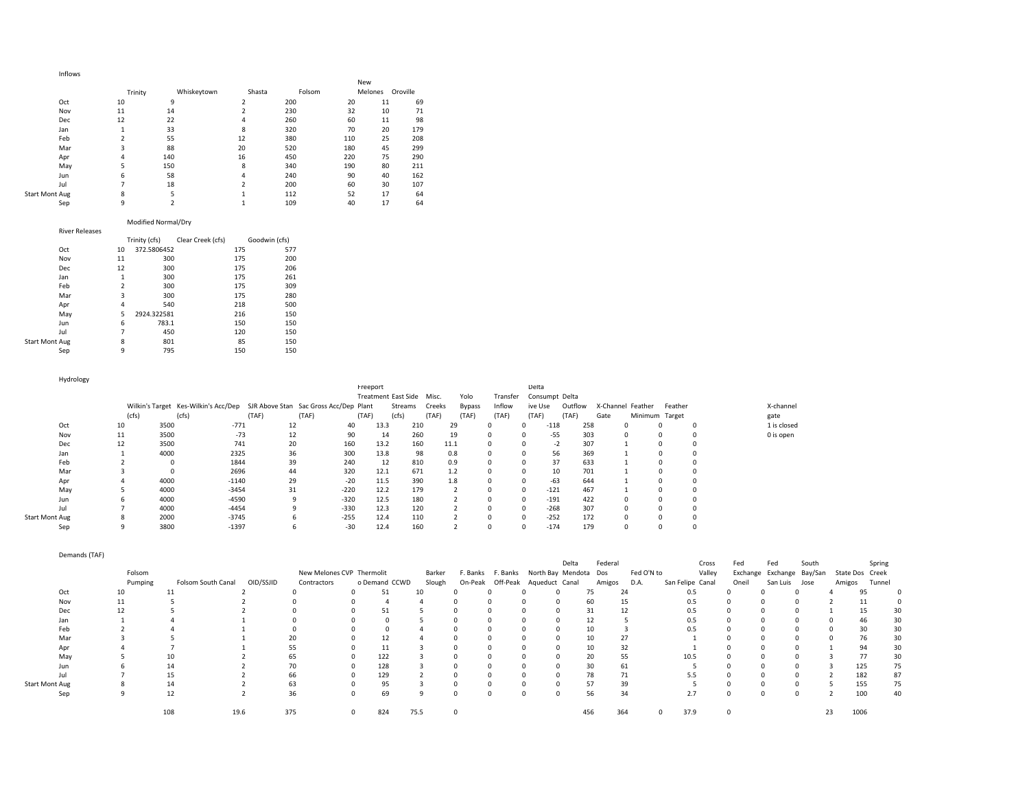## Inflows

| | | Trinity | Whiskeytown | Shasta | Folsom | New Melones | Oroville |
|---|---|---|---|---|---|---|---|
| Oct | 10 | 9 | 2 | 200 | 20 | 11 | 69 |
| Nov | 11 | 14 | 2 | 230 | 32 | 10 | 71 |
| Dec | 12 | 22 | 4 | 260 | 60 | 11 | 98 |
| Jan | 1 | 33 | 8 | 320 | 70 | 20 | 179 |
| Feb | 2 | 55 | 12 | 380 | 110 | 25 | 208 |
| Mar | 3 | 88 | 20 | 520 | 180 | 45 | 299 |
| Apr | 4 | 140 | 16 | 450 | 220 | 75 | 290 |
| May | 5 | 150 | 8 | 340 | 190 | 80 | 211 |
| Jun | 6 | 58 | 4 | 240 | 90 | 40 | 162 |
| Jul | 7 | 18 | 2 | 200 | 60 | 30 | 107 |
| Start Mont Aug | 8 | 5 | 1 | 112 | 52 | 17 | 64 |
| Sep | 9 | 2 | 1 | 109 | 40 | 17 | 64 |

Modified Normal/Dry

## River Releases

| | | Trinity (cfs) | Clear Creek (cfs) | Goodwin (cfs) |
|---|---|---|---|---|
| Oct | 10 | 372.5806452 | 175 | 577 |
| Nov | 11 | 300 | 175 | 200 |
| Dec | 12 | 300 | 175 | 206 |
| Jan | 1 | 300 | 175 | 261 |
| Feb | 2 | 300 | 175 | 309 |
| Mar | 3 | 300 | 175 | 280 |
| Apr | 4 | 540 | 218 | 500 |
| May | 5 | 2924.322581 | 216 | 150 |
| Jun | 6 | 783.1 | 150 | 150 |
| Jul | 7 | 450 | 120 | 150 |
| Start Mont Aug | 8 | 801 | 85 | 150 |
| Sep | 9 | 795 | 150 | 150 |

## Hydrology

| | | Wilkin's Target (cfs) | Kes-Wilkin's Acc/Dep (cfs) | SJR Above Stan (TAF) | Sac Gross Acc/Dep (TAF) | Freeport Treatment Plant (TAF) | East Side Streams (cfs) | Misc. Creeks (TAF) | Yolo Bypass (TAF) | Transfer Inflow (TAF) | Delta Consumptive Use (TAF) | Delta Outflow (TAF) | X-Channel Gate | Feather Minimum | Feather Target |
|---|---|---|---|---|---|---|---|---|---|---|---|---|---|---|---|
| Oct | 10 | 3500 | -771 | 12 | 40 | 13.3 | 210 | 29 | 0 | 0 | -118 | 258 | 0 | 0 | 0 |
| Nov | 11 | 3500 | -73 | 12 | 90 | 14 | 260 | 19 | 0 | 0 | -55 | 303 | 0 | 0 | 0 |
| Dec | 12 | 3500 | 741 | 20 | 160 | 13.2 | 160 | 11.1 | 0 | 0 | -2 | 307 | 1 | 0 | 0 |
| Jan | 1 | 4000 | 2325 | 36 | 300 | 13.8 | 98 | 0.8 | 0 | 0 | 56 | 369 | 1 | 0 | 0 |
| Feb | 2 | 0 | 1844 | 39 | 240 | 12 | 810 | 0.9 | 0 | 0 | 37 | 633 | 1 | 0 | 0 |
| Mar | 3 | 0 | 2696 | 44 | 320 | 12.1 | 671 | 1.2 | 0 | 0 | 10 | 701 | 1 | 0 | 0 |
| Apr | 4 | 4000 | -1140 | 29 | -20 | 11.5 | 390 | 1.8 | 0 | 0 | -63 | 644 | 1 | 0 | 0 |
| May | 5 | 4000 | -3454 | 31 | -220 | 12.2 | 179 | 2 | 0 | 0 | -121 | 467 | 1 | 0 | 0 |
| Jun | 6 | 4000 | -4590 | 9 | -320 | 12.5 | 180 | 2 | 0 | 0 | -191 | 422 | 0 | 0 | 0 |
| Jul | 7 | 4000 | -4454 | 9 | -330 | 12.3 | 120 | 2 | 0 | 0 | -268 | 307 | 0 | 0 | 0 |
| Start Mont Aug | 8 | 2000 | -3745 | 6 | -255 | 12.4 | 110 | 2 | 0 | 0 | -252 | 172 | 0 | 0 | 0 |
| Sep | 9 | 3800 | -1397 | 6 | -30 | 12.4 | 160 | 2 | 0 | 0 | -174 | 179 | 0 | 0 | 0 |

X-channel gate
1 is closed
0 is open

## Demands (TAF)

| | | Folsom Pumping | Folsom South Canal | OID/SSJID | New Melones CVP Contractors | Thermolito Demand | CCWD | Barker Slough | F. Banks On-Peak | F. Banks Off-Peak | North Bay Aqueduct | Delta Mendota Canal | Federal Dos Amigos | Fed O'N to D.A. | San Felipe | Cross Valley Canal | Fed Exchange Oneil | Fed Exchange San Luis | South Bay/San Jose | State Dos Amigos | Spring Creek Tunnel |
|---|---|---|---|---|---|---|---|---|---|---|---|---|---|---|---|---|---|---|---|---|---|
| Oct | 10 | 11 | 2 | 0 | 0 | 51 | 10 | 0 | 0 | 0 | 0 | 75 | 24 | | 0.5 | 0 | 0 | 0 | 4 | 95 | 0 |
| Nov | 11 | 5 | 2 | 0 | 0 | 4 | 4 | 0 | 0 | 0 | 0 | 60 | 15 | | 0.5 | 0 | 0 | 0 | 2 | 11 | 0 |
| Dec | 12 | 5 | 2 | 0 | 0 | 51 | 5 | 0 | 0 | 0 | 0 | 31 | 12 | | 0.5 | 0 | 0 | 0 | 1 | 15 | 30 |
| Jan | 1 | 4 | 1 | 0 | 0 | 0 | 5 | 0 | 0 | 0 | 0 | 12 | 5 | | 0.5 | 0 | 0 | 0 | 0 | 46 | 30 |
| Feb | 2 | 4 | 1 | 0 | 0 | 0 | 4 | 0 | 0 | 0 | 0 | 10 | 3 | | 0.5 | 0 | 0 | 0 | 0 | 30 | 30 |
| Mar | 3 | 5 | 1 | 20 | 0 | 12 | 4 | 0 | 0 | 0 | 0 | 10 | 27 | | 1 | 0 | 0 | 0 | 0 | 76 | 30 |
| Apr | 4 | 7 | 1 | 55 | 0 | 11 | 3 | 0 | 0 | 0 | 0 | 10 | 32 | | 1 | 0 | 0 | 0 | 1 | 94 | 30 |
| May | 5 | 10 | 2 | 65 | 0 | 122 | 3 | 0 | 0 | 0 | 0 | 20 | 55 | | 10.5 | 0 | 0 | 0 | 3 | 77 | 30 |
| Jun | 6 | 14 | 2 | 70 | 0 | 128 | 3 | 0 | 0 | 0 | 0 | 30 | 61 | | 5 | 0 | 0 | 0 | 3 | 125 | 75 |
| Jul | 7 | 15 | 2 | 66 | 0 | 129 | 2 | 0 | 0 | 0 | 0 | 78 | 71 | | 5.5 | 0 | 0 | 0 | 2 | 182 | 87 |
| Start Mont Aug | 8 | 14 | 2 | 63 | 0 | 95 | 3 | 0 | 0 | 0 | 0 | 57 | 39 | | 5 | 0 | 0 | 0 | 5 | 155 | 75 |
| Sep | 9 | 12 | 2 | 36 | 0 | 69 | 9 | 0 | 0 | 0 | 0 | 56 | 34 | | 2.7 | 0 | 0 | 0 | 2 | 100 | 40 |
| | | 108 | 19.6 | 375 | 0 | 824 | 75.5 | 0 | | | | 456 | 364 | 0 | 37.9 | 0 | | | 23 | 1006 | |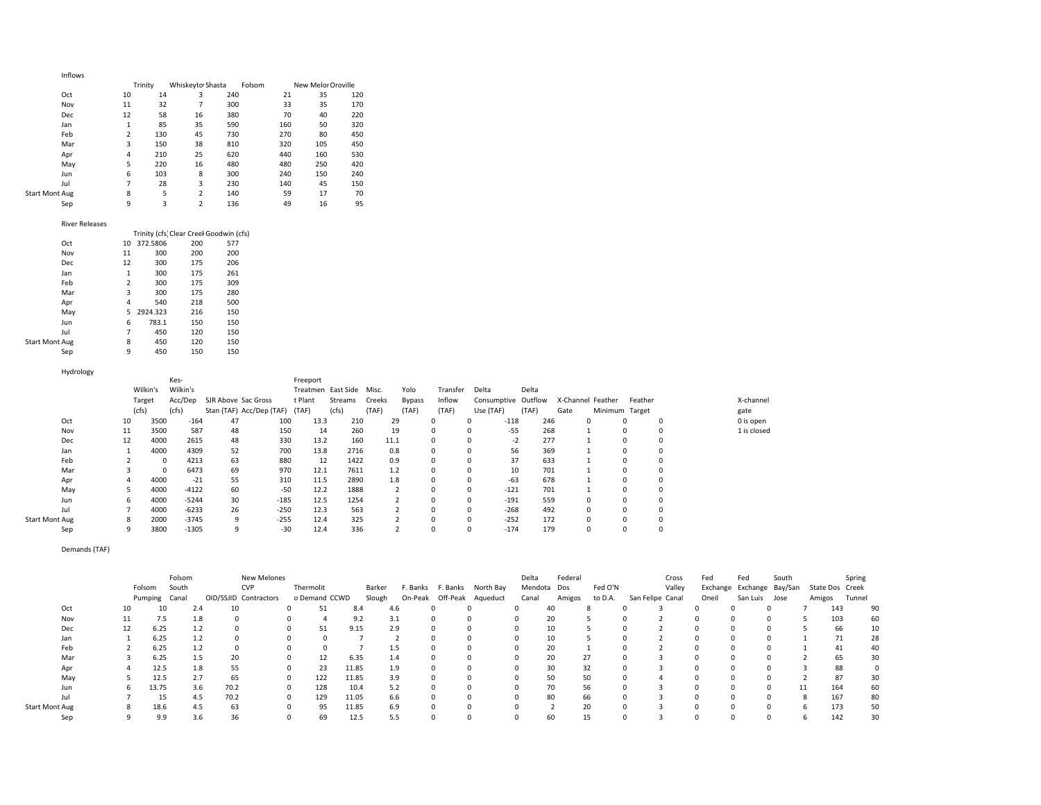Inflows

| | | Trinity | Whiskeyto | Shasta | Folsom | New Melor | Oroville |
|---|---|---|---|---|---|---|---|
| Oct | 10 | 14 | 3 | 240 | 21 | 35 | 120 |
| Nov | 11 | 32 | 7 | 300 | 33 | 35 | 170 |
| Dec | 12 | 58 | 16 | 380 | 70 | 40 | 220 |
| Jan | 1 | 85 | 35 | 590 | 160 | 50 | 320 |
| Feb | 2 | 130 | 45 | 730 | 270 | 80 | 450 |
| Mar | 3 | 150 | 38 | 810 | 320 | 105 | 450 |
| Apr | 4 | 210 | 25 | 620 | 440 | 160 | 530 |
| May | 5 | 220 | 16 | 480 | 480 | 250 | 420 |
| Jun | 6 | 103 | 8 | 300 | 240 | 150 | 240 |
| Jul | 7 | 28 | 3 | 230 | 140 | 45 | 150 |
| Start Mont Aug | 8 | 5 | 2 | 140 | 59 | 17 | 70 |
| Sep | 9 | 3 | 2 | 136 | 49 | 16 | 95 |

River Releases

| | | Trinity (cfs | Clear Creel | Goodwin (cfs) |
|---|---|---|---|---|
| Oct | 10 | 372.5806 | 200 | 577 |
| Nov | 11 | 300 | 200 | 200 |
| Dec | 12 | 300 | 175 | 206 |
| Jan | 1 | 300 | 175 | 261 |
| Feb | 2 | 300 | 175 | 309 |
| Mar | 3 | 300 | 175 | 280 |
| Apr | 4 | 540 | 218 | 500 |
| May | 5 | 2924.323 | 216 | 150 |
| Jun | 6 | 783.1 | 150 | 150 |
| Jul | 7 | 450 | 120 | 150 |
| Start Mont Aug | 8 | 450 | 120 | 150 |
| Sep | 9 | 450 | 150 | 150 |

Hydrology

| | | Wilkin's Target (cfs) | Kes-Wilkin's Acc/Dep (cfs) | SJR Above Stan (TAF) | Sac Gross Acc/Dep (TAF) | Freeport Treatment Plant (TAF) | East Side Streams (cfs) | Misc. Creeks (TAF) | Yolo Bypass (TAF) | Transfer Inflow (TAF) | Delta Consumptive Use (TAF) | Delta Outflow (TAF) | X-Channel Gate | Feather Minimum | Feather Target |
|---|---|---|---|---|---|---|---|---|---|---|---|---|---|---|---|
| Oct | 10 | 3500 | -164 | 47 | 100 | 13.3 | 210 | 29 | 0 | 0 | -118 | 246 | 0 | 0 | 0 |
| Nov | 11 | 3500 | 587 | 48 | 150 | 14 | 260 | 19 | 0 | 0 | -55 | 268 | 1 | 0 | 0 |
| Dec | 12 | 4000 | 2615 | 48 | 330 | 13.2 | 160 | 11.1 | 0 | 0 | -2 | 277 | 1 | 0 | 0 |
| Jan | 1 | 4000 | 4309 | 52 | 700 | 13.8 | 2716 | 0.8 | 0 | 0 | 56 | 369 | 1 | 0 | 0 |
| Feb | 2 | 0 | 4213 | 63 | 880 | 12 | 1422 | 0.9 | 0 | 0 | 37 | 633 | 1 | 0 | 0 |
| Mar | 3 | 0 | 6473 | 69 | 970 | 12.1 | 7611 | 1.2 | 0 | 0 | 10 | 701 | 1 | 0 | 0 |
| Apr | 4 | 4000 | -21 | 55 | 310 | 11.5 | 2890 | 1.8 | 0 | 0 | -63 | 678 | 1 | 0 | 0 |
| May | 5 | 4000 | -4122 | 60 | -50 | 12.2 | 1888 | 2 | 0 | 0 | -121 | 701 | 1 | 0 | 0 |
| Jun | 6 | 4000 | -5244 | 30 | -185 | 12.5 | 1254 | 2 | 0 | 0 | -191 | 559 | 0 | 0 | 0 |
| Jul | 7 | 4000 | -6233 | 26 | -250 | 12.3 | 563 | 2 | 0 | 0 | -268 | 492 | 0 | 0 | 0 |
| Start Mont Aug | 8 | 2000 | -3745 | 9 | -255 | 12.4 | 325 | 2 | 0 | 0 | -252 | 172 | 0 | 0 | 0 |
| Sep | 9 | 3800 | -1305 | 9 | -30 | 12.4 | 336 | 2 | 0 | 0 | -174 | 179 | 0 | 0 | 0 |

X-channel gate
0 is open
1 is closed

Demands (TAF)

| | | Folsom Pumping | Folsom South Canal | OID/SSJID | New Melones CVP Contractors | Thermolito Demand | CCWD | Barker Slough | F. Banks On-Peak | F. Banks Off-Peak | North Bay Aqueduct | Delta Mendota Canal | Federal Dos Amigos | Fed O'N to D.A. | San Felipe | Cross Valley Canal | Fed Exchange Oneil | Fed Exchange San Luis | South Bay/San Jose | State Dos Amigos | Spring Creek Tunnel |
|---|---|---|---|---|---|---|---|---|---|---|---|---|---|---|---|---|---|---|---|---|---|
| Oct | 10 | 10 | 2.4 | 10 | 0 | 51 | 8.4 | 4.6 | 0 | 0 | 0 | 40 | 8 | 0 | 3 | 0 | 0 | 0 | 7 | 143 | 90 |
| Nov | 11 | 7.5 | 1.8 | 0 | 0 | 4 | 9.2 | 3.1 | 0 | 0 | 0 | 20 | 5 | 0 | 2 | 0 | 0 | 0 | 5 | 103 | 60 |
| Dec | 12 | 6.25 | 1.2 | 0 | 0 | 51 | 9.15 | 2.9 | 0 | 0 | 0 | 10 | 5 | 0 | 2 | 0 | 0 | 0 | 5 | 66 | 10 |
| Jan | 1 | 6.25 | 1.2 | 0 | 0 | 0 | 7 | 2 | 0 | 0 | 0 | 10 | 5 | 0 | 2 | 0 | 0 | 0 | 1 | 71 | 28 |
| Feb | 2 | 6.25 | 1.2 | 0 | 0 | 0 | 7 | 1.5 | 0 | 0 | 0 | 20 | 1 | 0 | 2 | 0 | 0 | 0 | 1 | 41 | 40 |
| Mar | 3 | 6.25 | 1.5 | 20 | 0 | 12 | 6.35 | 1.4 | 0 | 0 | 0 | 20 | 27 | 0 | 3 | 0 | 0 | 0 | 2 | 65 | 30 |
| Apr | 4 | 12.5 | 1.8 | 55 | 0 | 23 | 11.85 | 1.9 | 0 | 0 | 0 | 30 | 32 | 0 | 3 | 0 | 0 | 0 | 3 | 88 | 0 |
| May | 5 | 12.5 | 2.7 | 65 | 0 | 122 | 11.85 | 3.9 | 0 | 0 | 0 | 50 | 50 | 0 | 4 | 0 | 0 | 0 | 2 | 87 | 30 |
| Jun | 6 | 13.75 | 3.6 | 70.2 | 0 | 128 | 10.4 | 5.2 | 0 | 0 | 0 | 70 | 56 | 0 | 3 | 0 | 0 | 0 | 11 | 164 | 60 |
| Jul | 7 | 15 | 4.5 | 70.2 | 0 | 129 | 11.05 | 6.6 | 0 | 0 | 0 | 80 | 66 | 0 | 3 | 0 | 0 | 0 | 8 | 167 | 80 |
| Start Mont Aug | 8 | 18.6 | 4.5 | 63 | 0 | 95 | 11.85 | 6.9 | 0 | 0 | 0 | 2 | 20 | 0 | 3 | 0 | 0 | 0 | 6 | 173 | 50 |
| Sep | 9 | 9.9 | 3.6 | 36 | 0 | 69 | 12.5 | 5.5 | 0 | 0 | 0 | 60 | 15 | 0 | 3 | 0 | 0 | 0 | 6 | 142 | 30 |